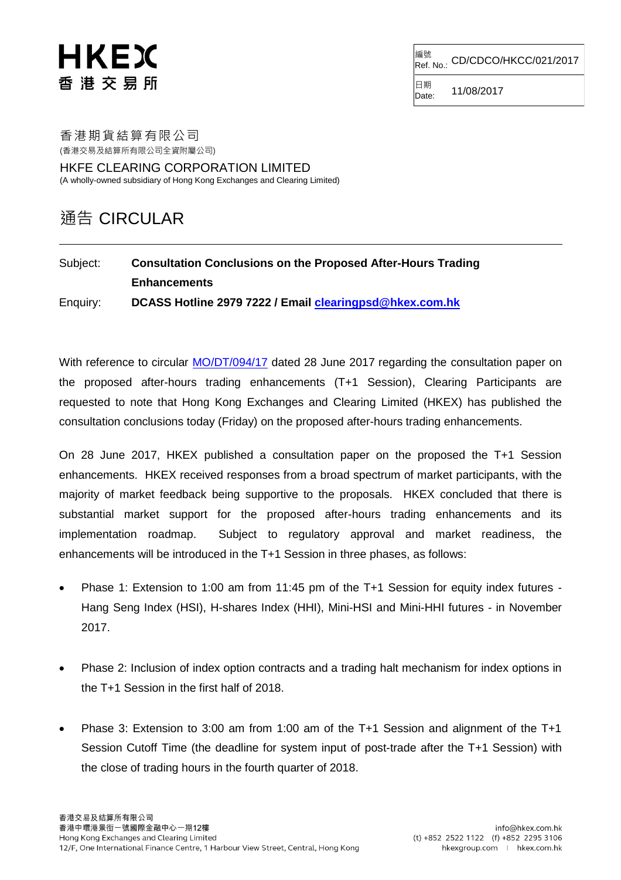HKEX
香 港 交 易 所

| 編號 Ref. No.: | CD/CDCO/HKCC/021/2017 |
| --- | --- |
| 日期 Date: | 11/08/2017 |

香港期貨結算有限公司
(香港交易及結算所有限公司全資附屬公司)

HKFE CLEARING CORPORATION LIMITED
(A wholly-owned subsidiary of Hong Kong Exchanges and Clearing Limited)

# 通告 CIRCULAR

---

Subject: **Consultation Conclusions on the Proposed After-Hours Trading Enhancements**

Enquiry: **DCASS Hotline 2979 7222 / Email clearingpsd@hkex.com.hk**

With reference to circular MO/DT/094/17 dated 28 June 2017 regarding the consultation paper on the proposed after-hours trading enhancements (T+1 Session), Clearing Participants are requested to note that Hong Kong Exchanges and Clearing Limited (HKEX) has published the consultation conclusions today (Friday) on the proposed after-hours trading enhancements.

On 28 June 2017, HKEX published a consultation paper on the proposed the T+1 Session enhancements. HKEX received responses from a broad spectrum of market participants, with the majority of market feedback being supportive to the proposals. HKEX concluded that there is substantial market support for the proposed after-hours trading enhancements and its implementation roadmap. Subject to regulatory approval and market readiness, the enhancements will be introduced in the T+1 Session in three phases, as follows:

- Phase 1: Extension to 1:00 am from 11:45 pm of the T+1 Session for equity index futures - Hang Seng Index (HSI), H-shares Index (HHI), Mini-HSI and Mini-HHI futures - in November 2017.

- Phase 2: Inclusion of index option contracts and a trading halt mechanism for index options in the T+1 Session in the first half of 2018.

- Phase 3: Extension to 3:00 am from 1:00 am of the T+1 Session and alignment of the T+1 Session Cutoff Time (the deadline for system input of post-trade after the T+1 Session) with the close of trading hours in the fourth quarter of 2018.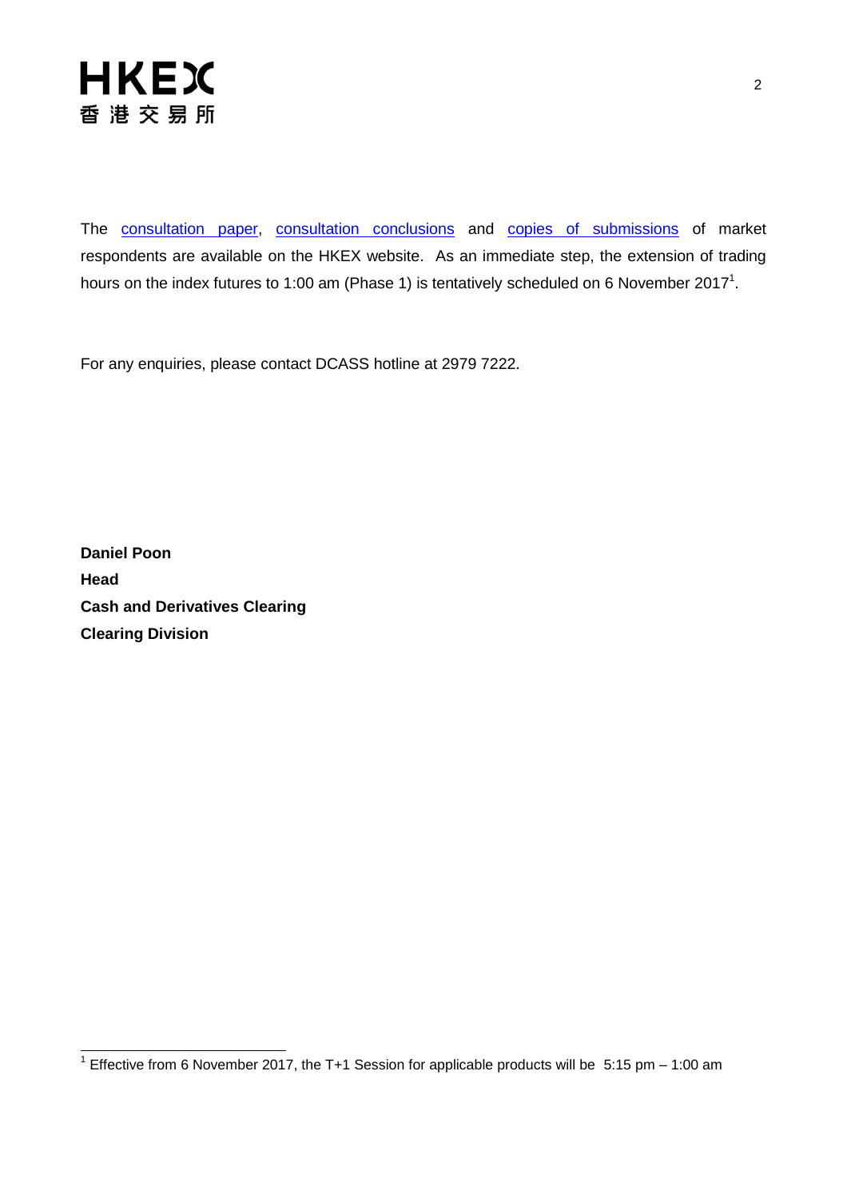The consultation paper, consultation conclusions and copies of submissions of market respondents are available on the HKEX website. As an immediate step, the extension of trading hours on the index futures to 1:00 am (Phase 1) is tentatively scheduled on 6 November 2017[1].

For any enquiries, please contact DCASS hotline at 2979 7222.

**Daniel Poon**
**Head**
**Cash and Derivatives Clearing**
**Clearing Division**

[1] Effective from 6 November 2017, the T+1 Session for applicable products will be 5:15 pm – 1:00 am